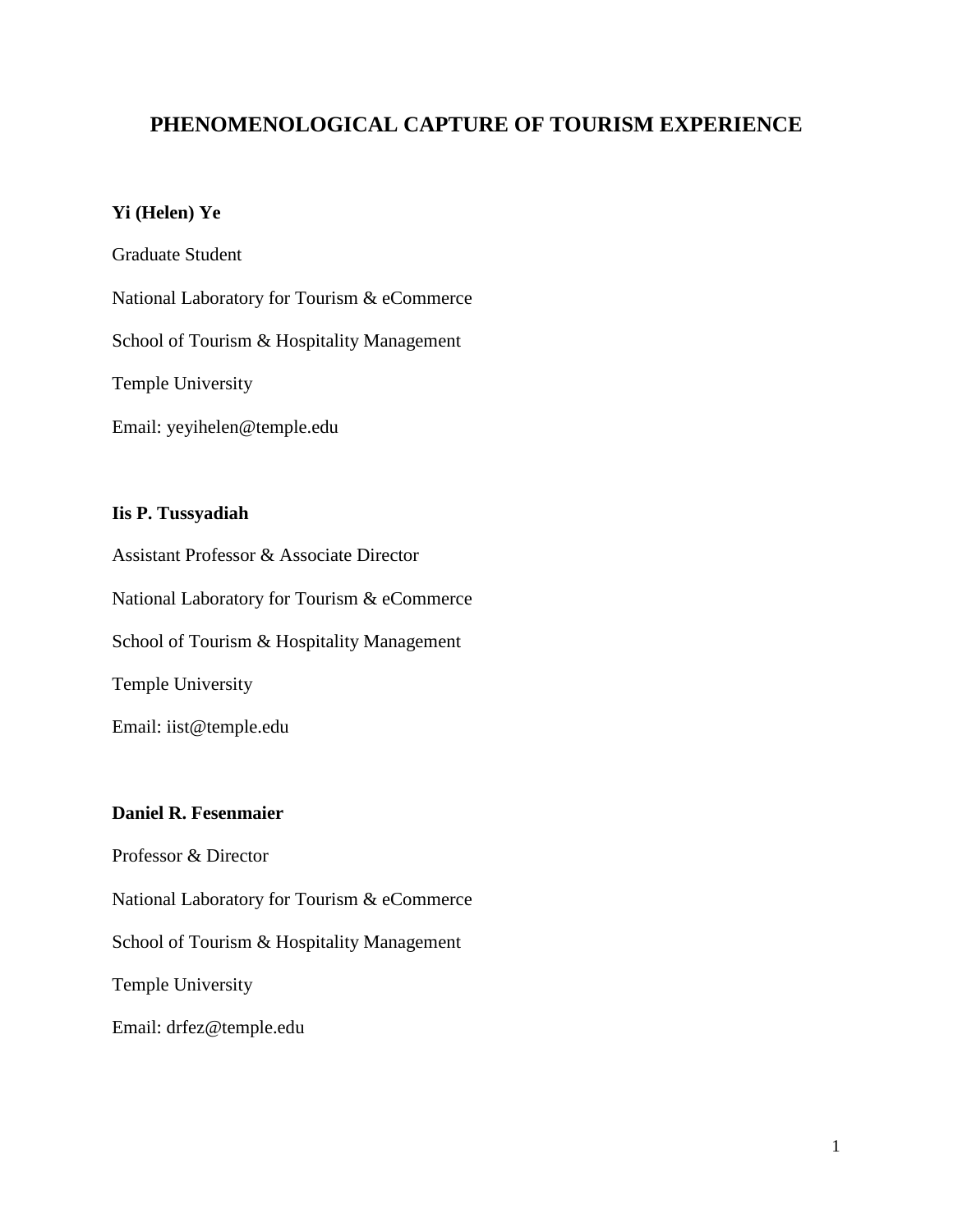# PHENOMENOLOGICAL CAPTURE OF TOURISM EXPERIENCE

**Yi (Helen) Ye**

Graduate Student

National Laboratory for Tourism & eCommerce

School of Tourism & Hospitality Management

Temple University

Email: yeyihelen@temple.edu

**Iis P. Tussyadiah**

Assistant Professor & Associate Director

National Laboratory for Tourism & eCommerce

School of Tourism & Hospitality Management

Temple University

Email: iist@temple.edu

**Daniel R. Fesenmaier**

Professor & Director

National Laboratory for Tourism & eCommerce

School of Tourism & Hospitality Management

Temple University

Email: drfez@temple.edu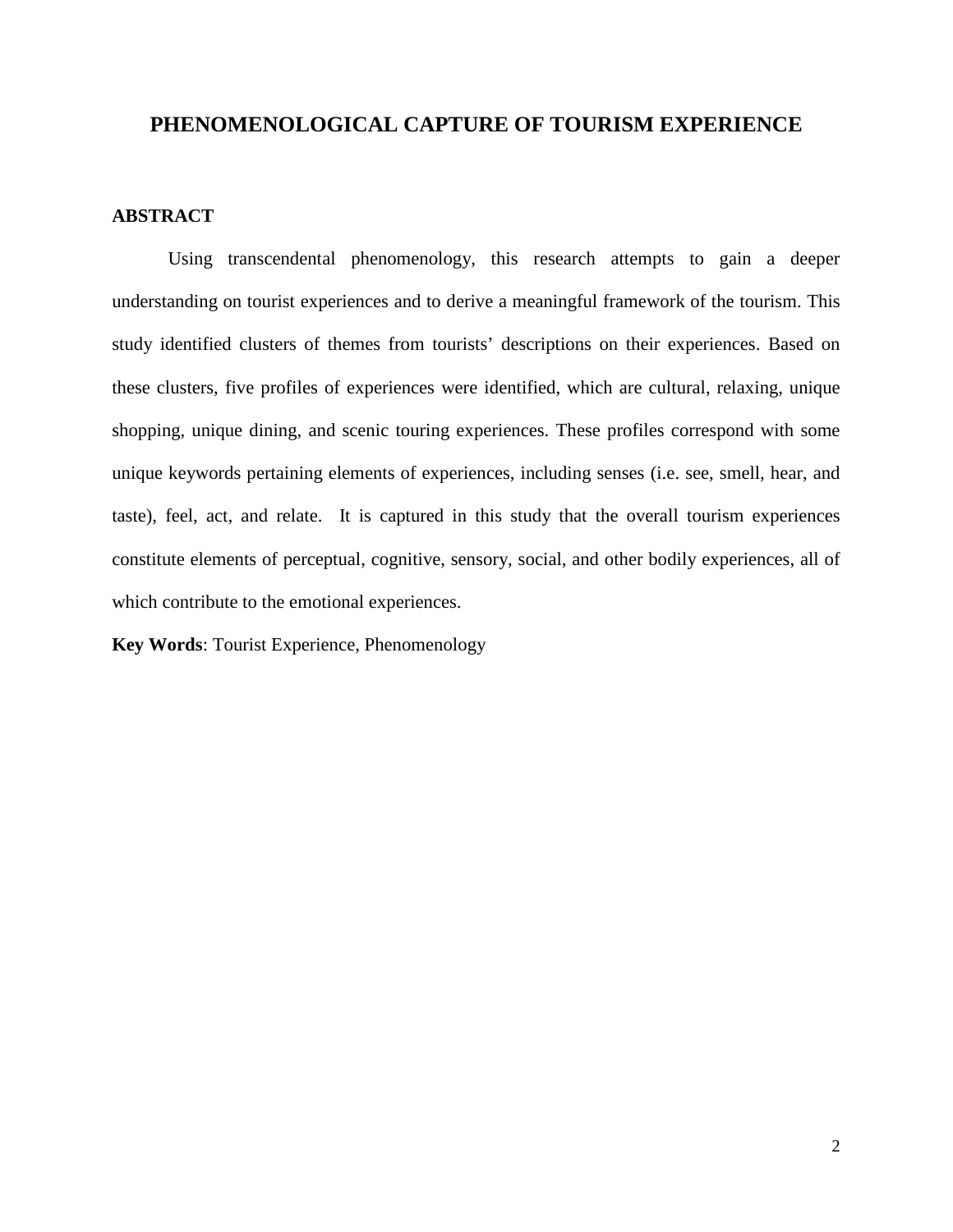# PHENOMENOLOGICAL CAPTURE OF TOURISM EXPERIENCE

## ABSTRACT

Using transcendental phenomenology, this research attempts to gain a deeper understanding on tourist experiences and to derive a meaningful framework of the tourism. This study identified clusters of themes from tourists' descriptions on their experiences. Based on these clusters, five profiles of experiences were identified, which are cultural, relaxing, unique shopping, unique dining, and scenic touring experiences. These profiles correspond with some unique keywords pertaining elements of experiences, including senses (i.e. see, smell, hear, and taste), feel, act, and relate. It is captured in this study that the overall tourism experiences constitute elements of perceptual, cognitive, sensory, social, and other bodily experiences, all of which contribute to the emotional experiences.

**Key Words**: Tourist Experience, Phenomenology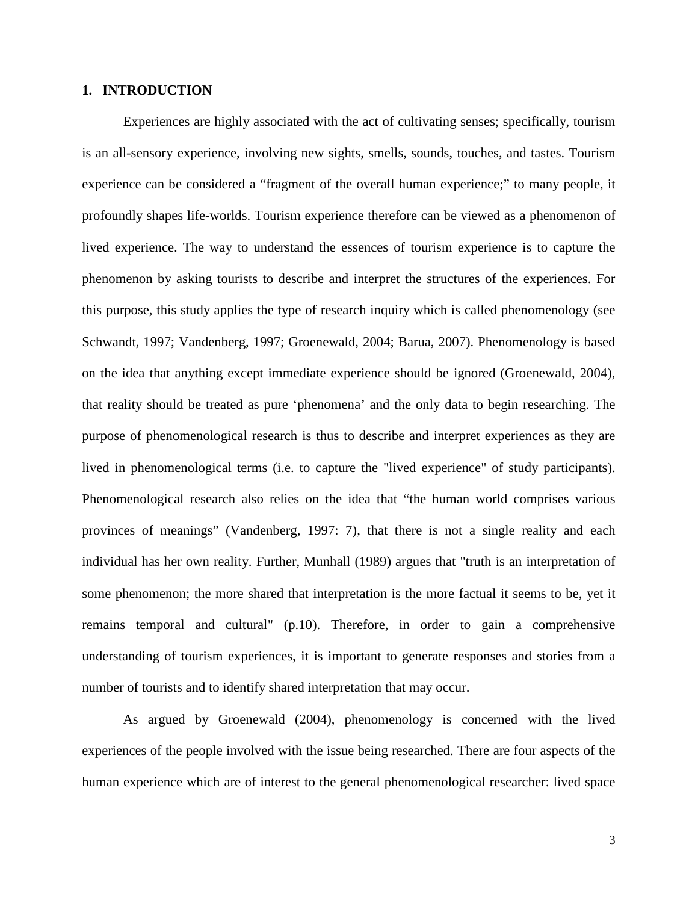## 1. INTRODUCTION

Experiences are highly associated with the act of cultivating senses; specifically, tourism is an all-sensory experience, involving new sights, smells, sounds, touches, and tastes. Tourism experience can be considered a "fragment of the overall human experience;" to many people, it profoundly shapes life-worlds. Tourism experience therefore can be viewed as a phenomenon of lived experience. The way to understand the essences of tourism experience is to capture the phenomenon by asking tourists to describe and interpret the structures of the experiences. For this purpose, this study applies the type of research inquiry which is called phenomenology (see Schwandt, 1997; Vandenberg, 1997; Groenewald, 2004; Barua, 2007). Phenomenology is based on the idea that anything except immediate experience should be ignored (Groenewald, 2004), that reality should be treated as pure 'phenomena' and the only data to begin researching. The purpose of phenomenological research is thus to describe and interpret experiences as they are lived in phenomenological terms (i.e. to capture the "lived experience" of study participants). Phenomenological research also relies on the idea that "the human world comprises various provinces of meanings" (Vandenberg, 1997: 7), that there is not a single reality and each individual has her own reality. Further, Munhall (1989) argues that "truth is an interpretation of some phenomenon; the more shared that interpretation is the more factual it seems to be, yet it remains temporal and cultural" (p.10). Therefore, in order to gain a comprehensive understanding of tourism experiences, it is important to generate responses and stories from a number of tourists and to identify shared interpretation that may occur.

As argued by Groenewald (2004), phenomenology is concerned with the lived experiences of the people involved with the issue being researched. There are four aspects of the human experience which are of interest to the general phenomenological researcher: lived space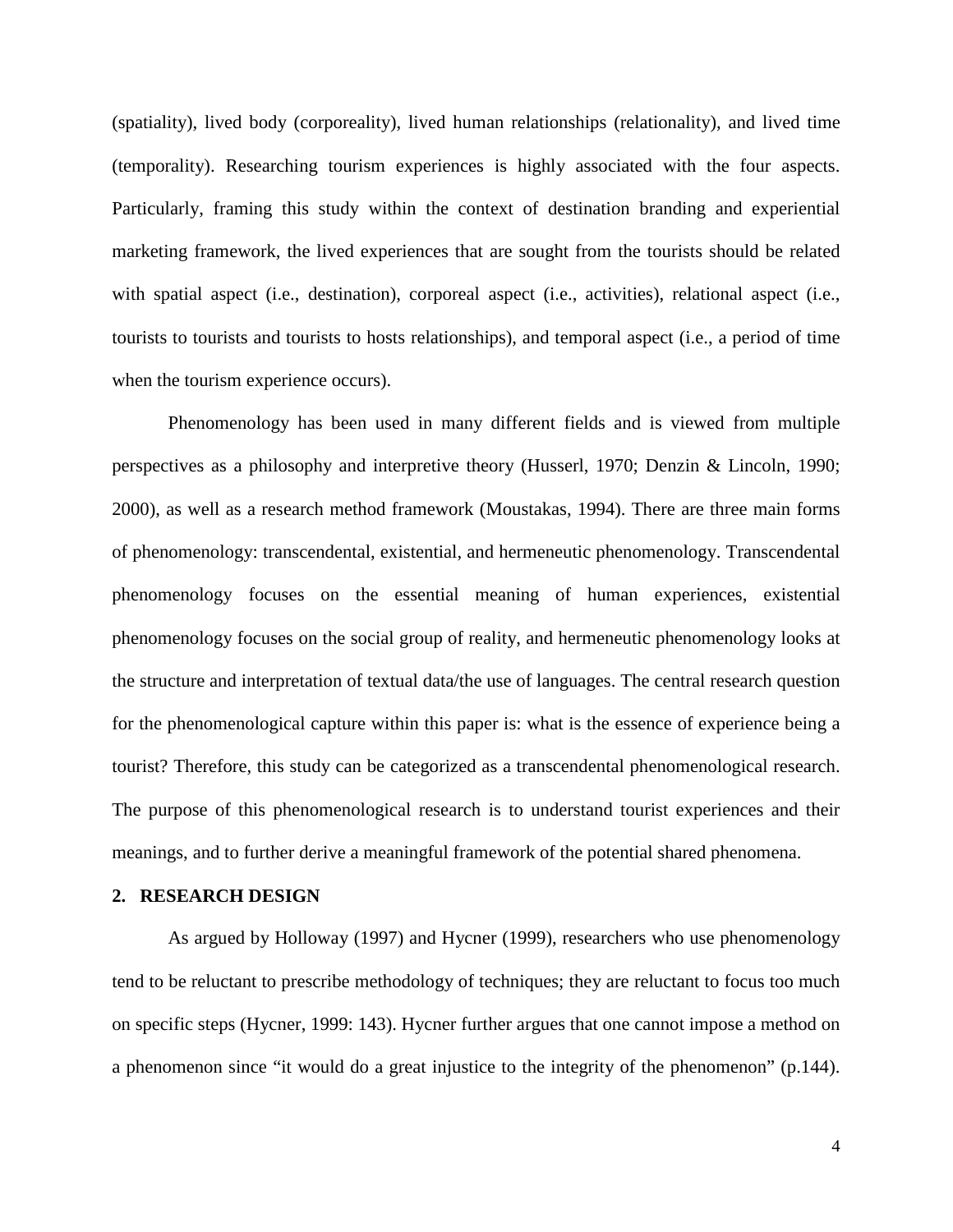(spatiality), lived body (corporeality), lived human relationships (relationality), and lived time (temporality). Researching tourism experiences is highly associated with the four aspects. Particularly, framing this study within the context of destination branding and experiential marketing framework, the lived experiences that are sought from the tourists should be related with spatial aspect (i.e., destination), corporeal aspect (i.e., activities), relational aspect (i.e., tourists to tourists and tourists to hosts relationships), and temporal aspect (i.e., a period of time when the tourism experience occurs).

Phenomenology has been used in many different fields and is viewed from multiple perspectives as a philosophy and interpretive theory (Husserl, 1970; Denzin & Lincoln, 1990; 2000), as well as a research method framework (Moustakas, 1994). There are three main forms of phenomenology: transcendental, existential, and hermeneutic phenomenology. Transcendental phenomenology focuses on the essential meaning of human experiences, existential phenomenology focuses on the social group of reality, and hermeneutic phenomenology looks at the structure and interpretation of textual data/the use of languages. The central research question for the phenomenological capture within this paper is: what is the essence of experience being a tourist? Therefore, this study can be categorized as a transcendental phenomenological research. The purpose of this phenomenological research is to understand tourist experiences and their meanings, and to further derive a meaningful framework of the potential shared phenomena.

## 2. RESEARCH DESIGN

As argued by Holloway (1997) and Hycner (1999), researchers who use phenomenology tend to be reluctant to prescribe methodology of techniques; they are reluctant to focus too much on specific steps (Hycner, 1999: 143). Hycner further argues that one cannot impose a method on a phenomenon since "it would do a great injustice to the integrity of the phenomenon" (p.144).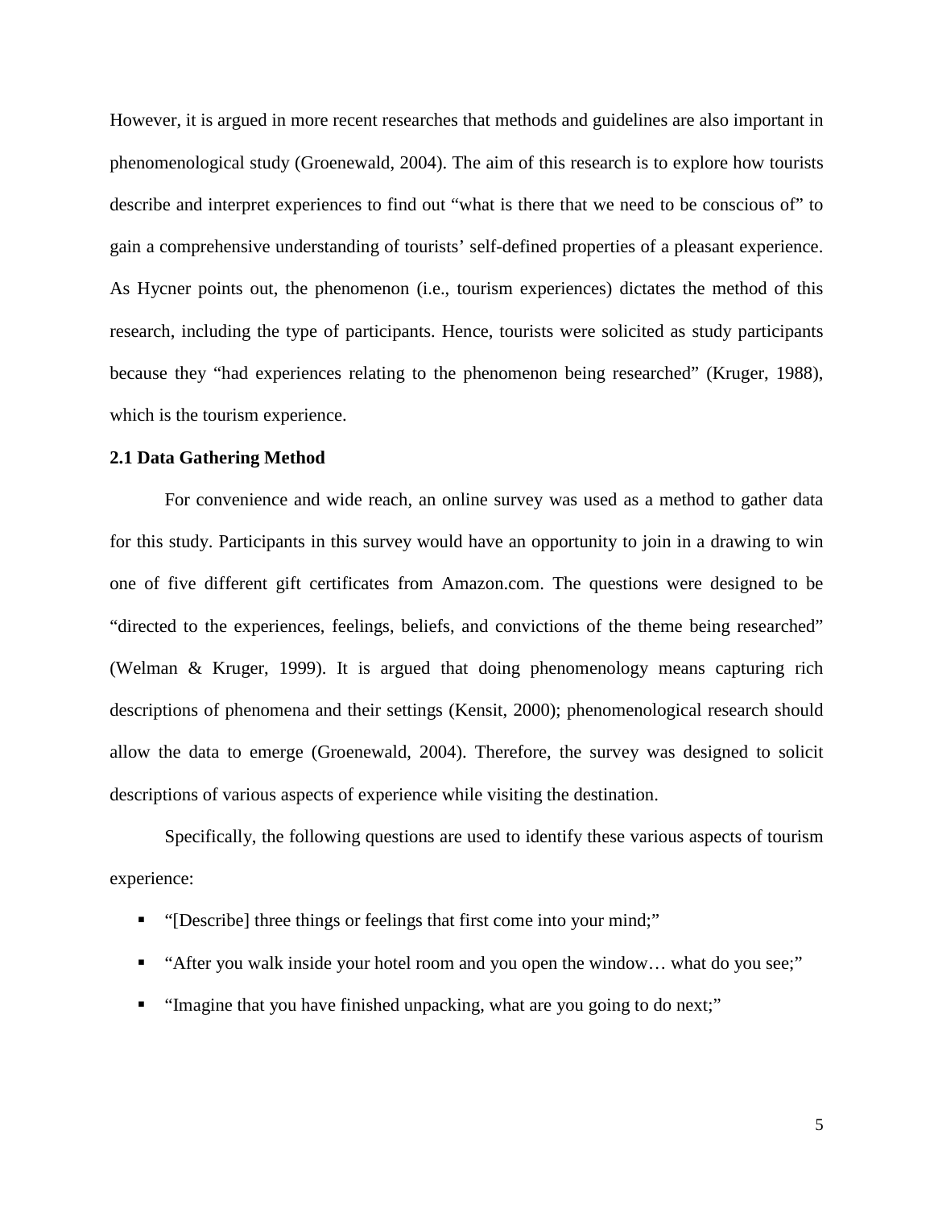However, it is argued in more recent researches that methods and guidelines are also important in phenomenological study (Groenewald, 2004). The aim of this research is to explore how tourists describe and interpret experiences to find out “what is there that we need to be conscious of” to gain a comprehensive understanding of tourists’ self-defined properties of a pleasant experience. As Hycner points out, the phenomenon (i.e., tourism experiences) dictates the method of this research, including the type of participants. Hence, tourists were solicited as study participants because they “had experiences relating to the phenomenon being researched” (Kruger, 1988), which is the tourism experience.

**2.1 Data Gathering Method**

For convenience and wide reach, an online survey was used as a method to gather data for this study. Participants in this survey would have an opportunity to join in a drawing to win one of five different gift certificates from Amazon.com. The questions were designed to be “directed to the experiences, feelings, beliefs, and convictions of the theme being researched” (Welman & Kruger, 1999). It is argued that doing phenomenology means capturing rich descriptions of phenomena and their settings (Kensit, 2000); phenomenological research should allow the data to emerge (Groenewald, 2004). Therefore, the survey was designed to solicit descriptions of various aspects of experience while visiting the destination.

Specifically, the following questions are used to identify these various aspects of tourism experience:

- “[Describe] three things or feelings that first come into your mind;”
- “After you walk inside your hotel room and you open the window… what do you see;”
- “Imagine that you have finished unpacking, what are you going to do next;”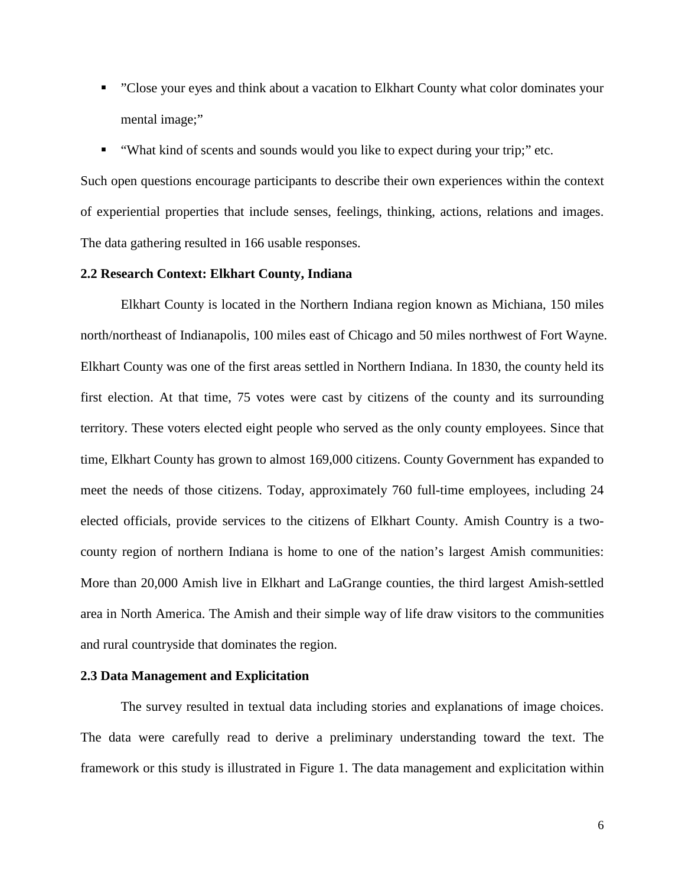- ”Close your eyes and think about a vacation to Elkhart County what color dominates your mental image;”
- “What kind of scents and sounds would you like to expect during your trip;” etc.

Such open questions encourage participants to describe their own experiences within the context of experiential properties that include senses, feelings, thinking, actions, relations and images. The data gathering resulted in 166 usable responses.

**2.2 Research Context: Elkhart County, Indiana**

Elkhart County is located in the Northern Indiana region known as Michiana, 150 miles north/northeast of Indianapolis, 100 miles east of Chicago and 50 miles northwest of Fort Wayne. Elkhart County was one of the first areas settled in Northern Indiana. In 1830, the county held its first election. At that time, 75 votes were cast by citizens of the county and its surrounding territory. These voters elected eight people who served as the only county employees. Since that time, Elkhart County has grown to almost 169,000 citizens. County Government has expanded to meet the needs of those citizens. Today, approximately 760 full-time employees, including 24 elected officials, provide services to the citizens of Elkhart County. Amish Country is a two-county region of northern Indiana is home to one of the nation’s largest Amish communities: More than 20,000 Amish live in Elkhart and LaGrange counties, the third largest Amish-settled area in North America. The Amish and their simple way of life draw visitors to the communities and rural countryside that dominates the region.

**2.3 Data Management and Explicitation**

The survey resulted in textual data including stories and explanations of image choices. The data were carefully read to derive a preliminary understanding toward the text. The framework or this study is illustrated in Figure 1. The data management and explicitation within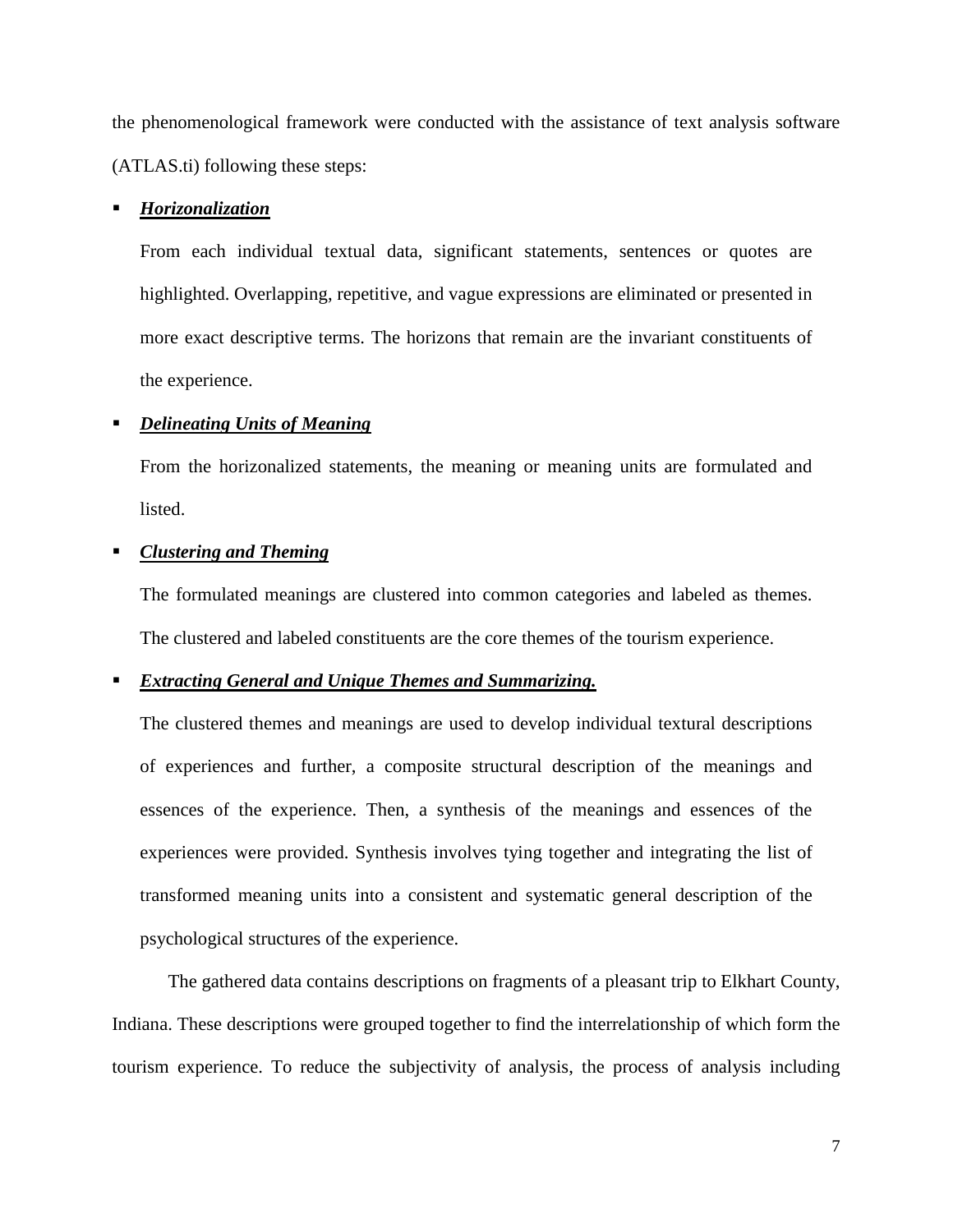the phenomenological framework were conducted with the assistance of text analysis software (ATLAS.ti) following these steps:

- ***Horizonalization***

  From each individual textual data, significant statements, sentences or quotes are highlighted. Overlapping, repetitive, and vague expressions are eliminated or presented in more exact descriptive terms. The horizons that remain are the invariant constituents of the experience.

- ***Delineating Units of Meaning***

  From the horizonalized statements, the meaning or meaning units are formulated and listed.

- ***Clustering and Theming***

  The formulated meanings are clustered into common categories and labeled as themes. The clustered and labeled constituents are the core themes of the tourism experience.

- ***Extracting General and Unique Themes and Summarizing.***

  The clustered themes and meanings are used to develop individual textural descriptions of experiences and further, a composite structural description of the meanings and essences of the experience. Then, a synthesis of the meanings and essences of the experiences were provided. Synthesis involves tying together and integrating the list of transformed meaning units into a consistent and systematic general description of the psychological structures of the experience.

The gathered data contains descriptions on fragments of a pleasant trip to Elkhart County, Indiana. These descriptions were grouped together to find the interrelationship of which form the tourism experience. To reduce the subjectivity of analysis, the process of analysis including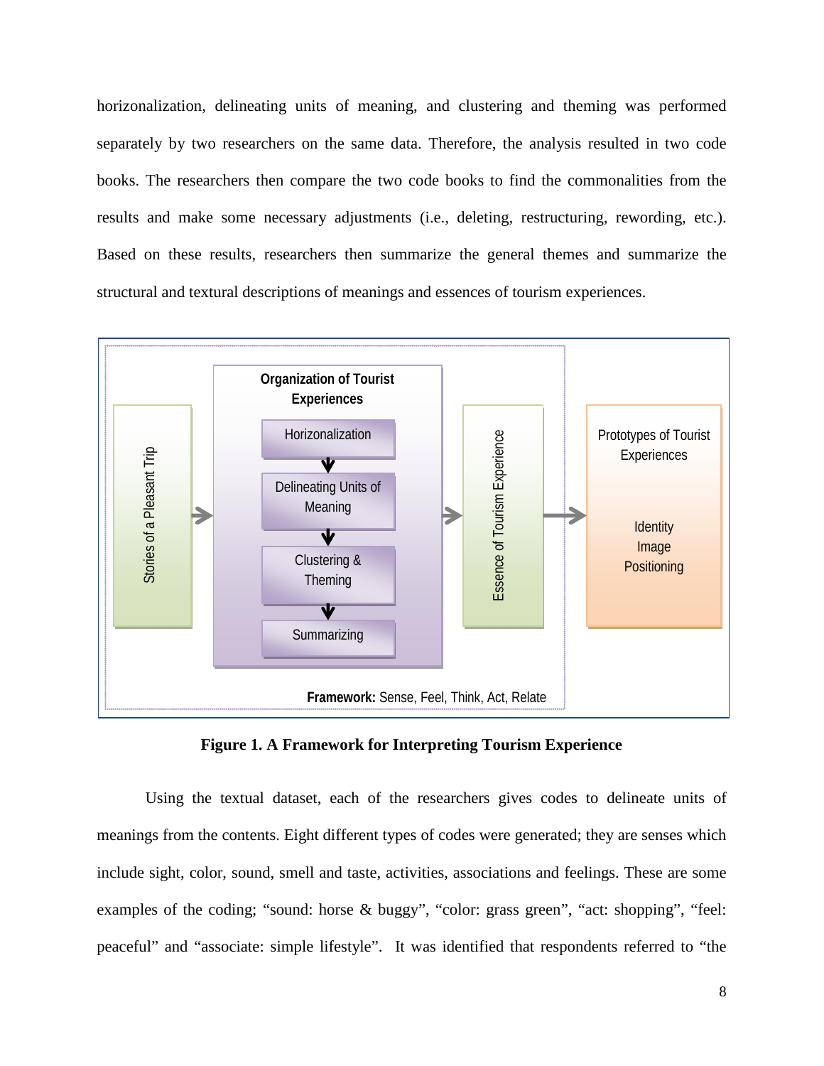horizonalization, delineating units of meaning, and clustering and theming was performed separately by two researchers on the same data. Therefore, the analysis resulted in two code books. The researchers then compare the two code books to find the commonalities from the results and make some necessary adjustments (i.e., deleting, restructuring, rewording, etc.). Based on these results, researchers then summarize the general themes and summarize the structural and textural descriptions of meanings and essences of tourism experiences.

Stories of a Pleasant Trip → Organization of Tourist Experiences (Horizonalization → Delineating Units of Meaning → Clustering & Theming → Summarizing) → Essence of Tourism Experience → Prototypes of Tourist Experiences (Identity, Image, Positioning)

**Framework:** Sense, Feel, Think, Act, Relate

**Figure 1. A Framework for Interpreting Tourism Experience**

Using the textual dataset, each of the researchers gives codes to delineate units of meanings from the contents. Eight different types of codes were generated; they are senses which include sight, color, sound, smell and taste, activities, associations and feelings. These are some examples of the coding; "sound: horse & buggy", "color: grass green", "act: shopping", "feel: peaceful" and "associate: simple lifestyle". It was identified that respondents referred to "the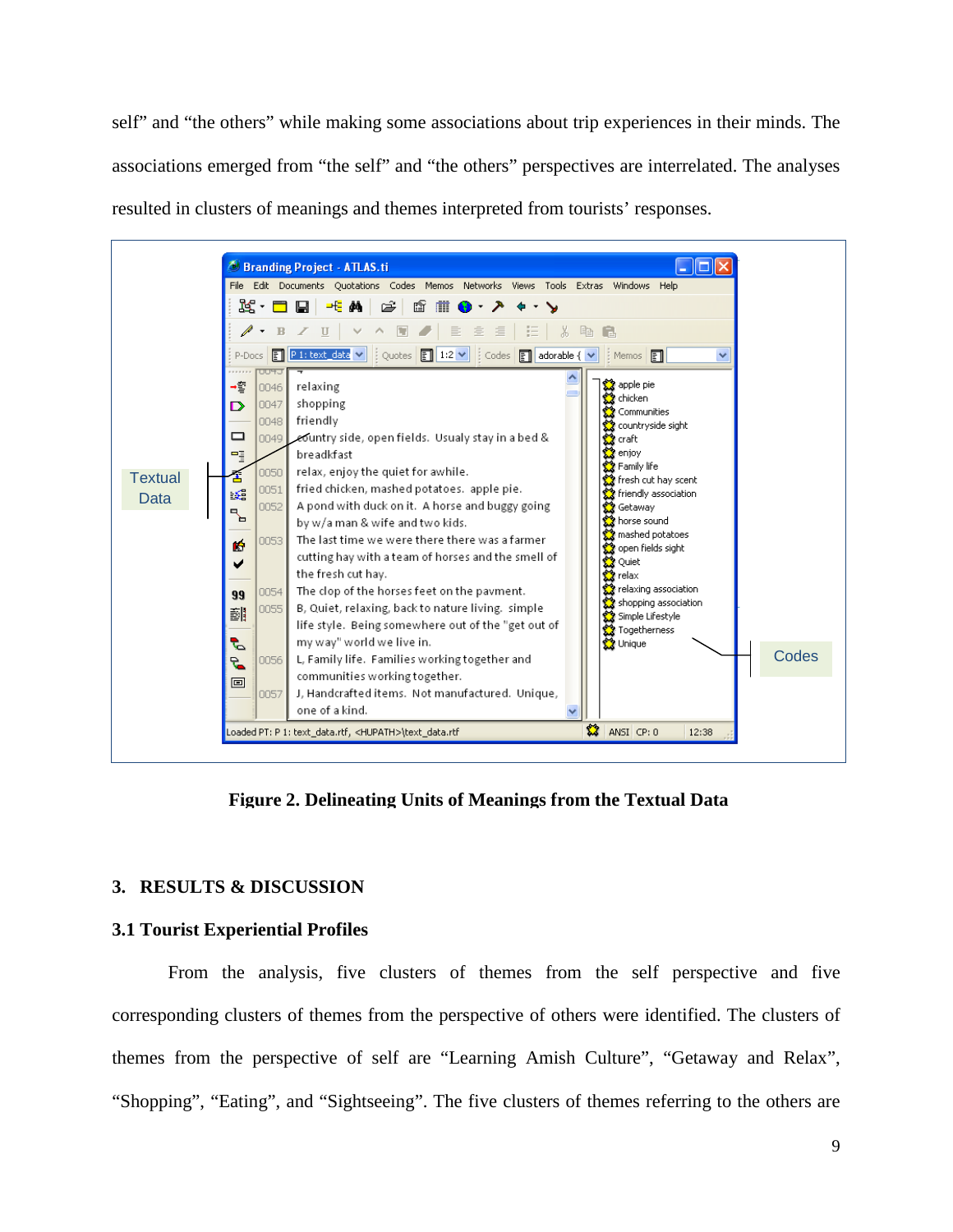self" and "the others" while making some associations about trip experiences in their minds. The associations emerged from "the self" and "the others" perspectives are interrelated. The analyses resulted in clusters of meanings and themes interpreted from tourists' responses.

**Figure 2. Delineating Units of Meanings from the Textual Data**

## 3. RESULTS & DISCUSSION

### 3.1 Tourist Experiential Profiles

From the analysis, five clusters of themes from the self perspective and five corresponding clusters of themes from the perspective of others were identified. The clusters of themes from the perspective of self are "Learning Amish Culture", "Getaway and Relax", "Shopping", "Eating", and "Sightseeing". The five clusters of themes referring to the others are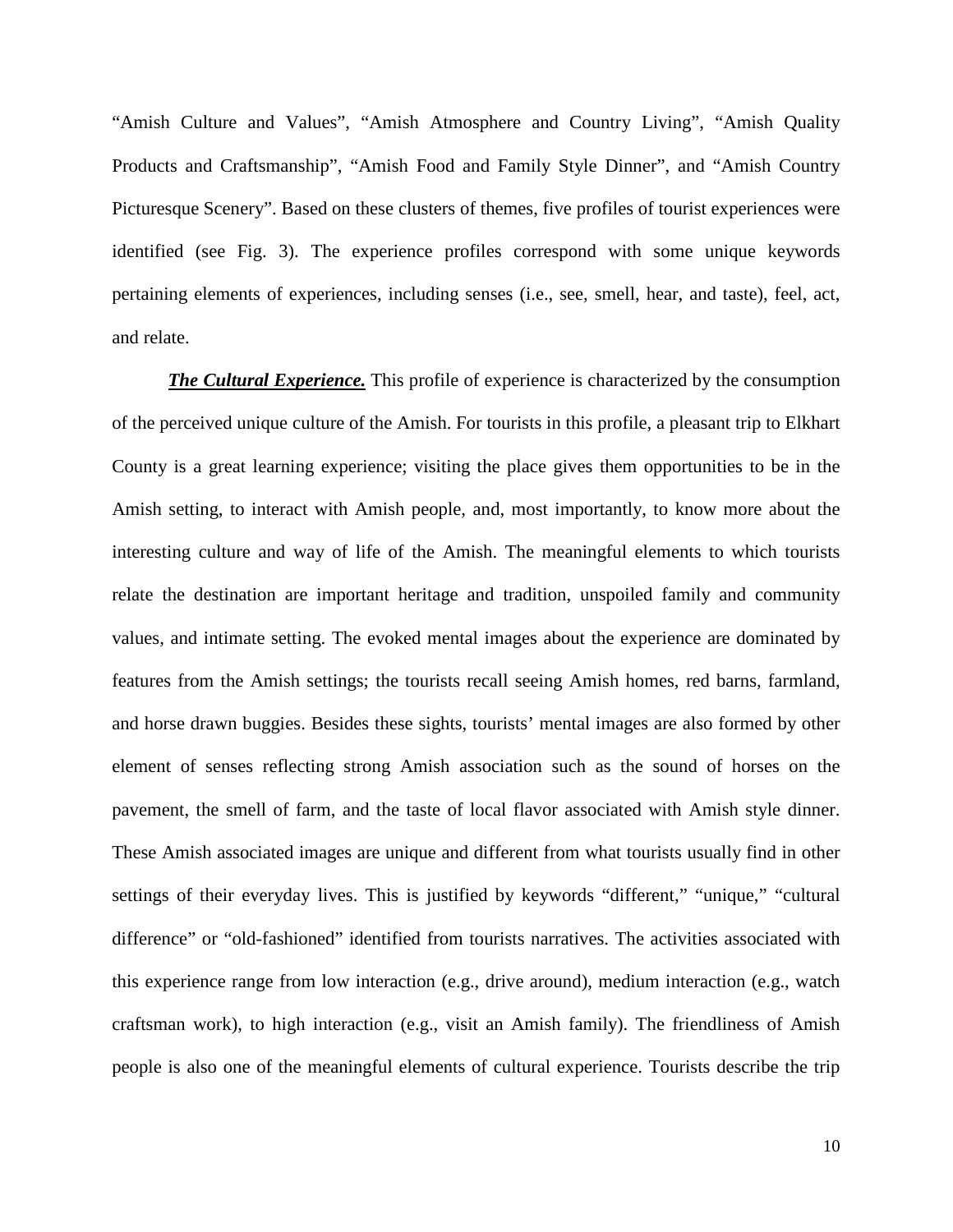“Amish Culture and Values”, “Amish Atmosphere and Country Living”, “Amish Quality Products and Craftsmanship”, “Amish Food and Family Style Dinner”, and “Amish Country Picturesque Scenery”. Based on these clusters of themes, five profiles of tourist experiences were identified (see Fig. 3). The experience profiles correspond with some unique keywords pertaining elements of experiences, including senses (i.e., see, smell, hear, and taste), feel, act, and relate.

***The Cultural Experience.*** This profile of experience is characterized by the consumption of the perceived unique culture of the Amish. For tourists in this profile, a pleasant trip to Elkhart County is a great learning experience; visiting the place gives them opportunities to be in the Amish setting, to interact with Amish people, and, most importantly, to know more about the interesting culture and way of life of the Amish. The meaningful elements to which tourists relate the destination are important heritage and tradition, unspoiled family and community values, and intimate setting. The evoked mental images about the experience are dominated by features from the Amish settings; the tourists recall seeing Amish homes, red barns, farmland, and horse drawn buggies. Besides these sights, tourists’ mental images are also formed by other element of senses reflecting strong Amish association such as the sound of horses on the pavement, the smell of farm, and the taste of local flavor associated with Amish style dinner. These Amish associated images are unique and different from what tourists usually find in other settings of their everyday lives. This is justified by keywords “different,” “unique,” “cultural difference” or “old-fashioned” identified from tourists narratives. The activities associated with this experience range from low interaction (e.g., drive around), medium interaction (e.g., watch craftsman work), to high interaction (e.g., visit an Amish family). The friendliness of Amish people is also one of the meaningful elements of cultural experience. Tourists describe the trip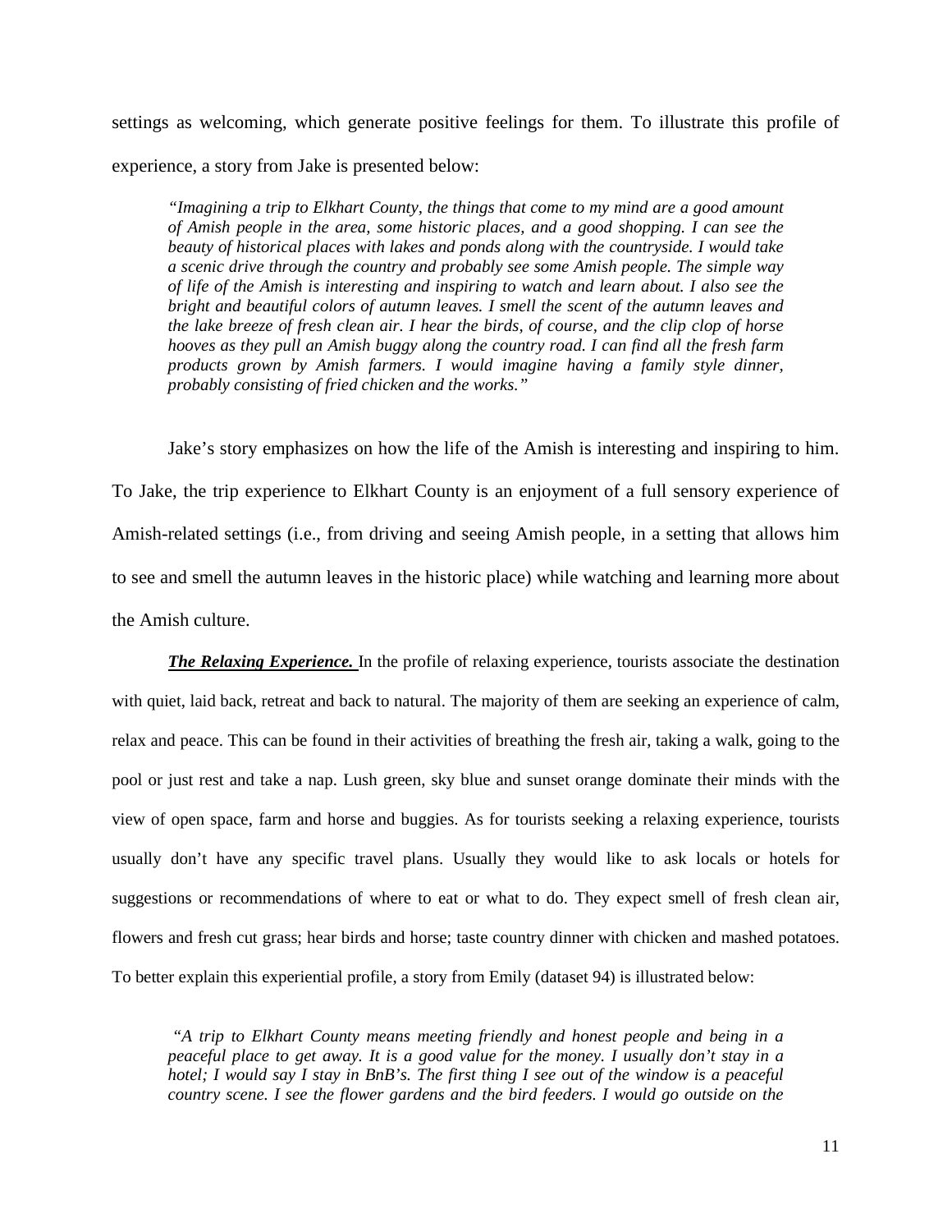settings as welcoming, which generate positive feelings for them. To illustrate this profile of experience, a story from Jake is presented below:

> *"Imagining a trip to Elkhart County, the things that come to my mind are a good amount of Amish people in the area, some historic places, and a good shopping. I can see the beauty of historical places with lakes and ponds along with the countryside. I would take a scenic drive through the country and probably see some Amish people. The simple way of life of the Amish is interesting and inspiring to watch and learn about. I also see the bright and beautiful colors of autumn leaves. I smell the scent of the autumn leaves and the lake breeze of fresh clean air. I hear the birds, of course, and the clip clop of horse hooves as they pull an Amish buggy along the country road. I can find all the fresh farm products grown by Amish farmers. I would imagine having a family style dinner, probably consisting of fried chicken and the works."*

Jake's story emphasizes on how the life of the Amish is interesting and inspiring to him. To Jake, the trip experience to Elkhart County is an enjoyment of a full sensory experience of Amish-related settings (i.e., from driving and seeing Amish people, in a setting that allows him to see and smell the autumn leaves in the historic place) while watching and learning more about the Amish culture.

***The Relaxing Experience.*** In the profile of relaxing experience, tourists associate the destination with quiet, laid back, retreat and back to natural. The majority of them are seeking an experience of calm, relax and peace. This can be found in their activities of breathing the fresh air, taking a walk, going to the pool or just rest and take a nap. Lush green, sky blue and sunset orange dominate their minds with the view of open space, farm and horse and buggies. As for tourists seeking a relaxing experience, tourists usually don't have any specific travel plans. Usually they would like to ask locals or hotels for suggestions or recommendations of where to eat or what to do. They expect smell of fresh clean air, flowers and fresh cut grass; hear birds and horse; taste country dinner with chicken and mashed potatoes. To better explain this experiential profile, a story from Emily (dataset 94) is illustrated below:

> *"A trip to Elkhart County means meeting friendly and honest people and being in a peaceful place to get away. It is a good value for the money. I usually don't stay in a hotel; I would say I stay in BnB's. The first thing I see out of the window is a peaceful country scene. I see the flower gardens and the bird feeders. I would go outside on the*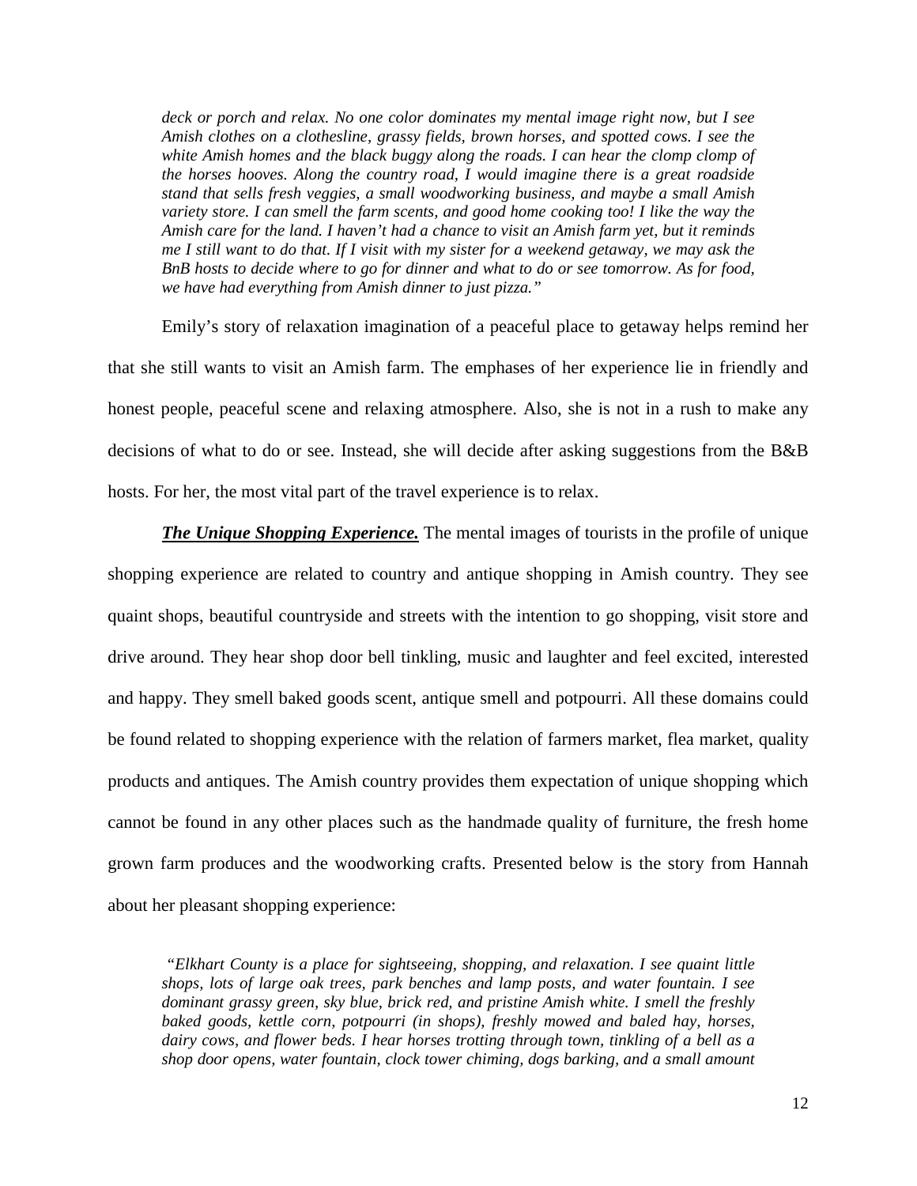*deck or porch and relax. No one color dominates my mental image right now, but I see Amish clothes on a clothesline, grassy fields, brown horses, and spotted cows. I see the white Amish homes and the black buggy along the roads. I can hear the clomp clomp of the horses hooves. Along the country road, I would imagine there is a great roadside stand that sells fresh veggies, a small woodworking business, and maybe a small Amish variety store. I can smell the farm scents, and good home cooking too! I like the way the Amish care for the land. I haven't had a chance to visit an Amish farm yet, but it reminds me I still want to do that. If I visit with my sister for a weekend getaway, we may ask the BnB hosts to decide where to go for dinner and what to do or see tomorrow. As for food, we have had everything from Amish dinner to just pizza."*

Emily's story of relaxation imagination of a peaceful place to getaway helps remind her that she still wants to visit an Amish farm. The emphases of her experience lie in friendly and honest people, peaceful scene and relaxing atmosphere. Also, she is not in a rush to make any decisions of what to do or see. Instead, she will decide after asking suggestions from the B&B hosts. For her, the most vital part of the travel experience is to relax.

***The Unique Shopping Experience.*** The mental images of tourists in the profile of unique shopping experience are related to country and antique shopping in Amish country. They see quaint shops, beautiful countryside and streets with the intention to go shopping, visit store and drive around. They hear shop door bell tinkling, music and laughter and feel excited, interested and happy. They smell baked goods scent, antique smell and potpourri. All these domains could be found related to shopping experience with the relation of farmers market, flea market, quality products and antiques. The Amish country provides them expectation of unique shopping which cannot be found in any other places such as the handmade quality of furniture, the fresh home grown farm produces and the woodworking crafts. Presented below is the story from Hannah about her pleasant shopping experience:

*"Elkhart County is a place for sightseeing, shopping, and relaxation. I see quaint little shops, lots of large oak trees, park benches and lamp posts, and water fountain. I see dominant grassy green, sky blue, brick red, and pristine Amish white. I smell the freshly baked goods, kettle corn, potpourri (in shops), freshly mowed and baled hay, horses, dairy cows, and flower beds. I hear horses trotting through town, tinkling of a bell as a shop door opens, water fountain, clock tower chiming, dogs barking, and a small amount*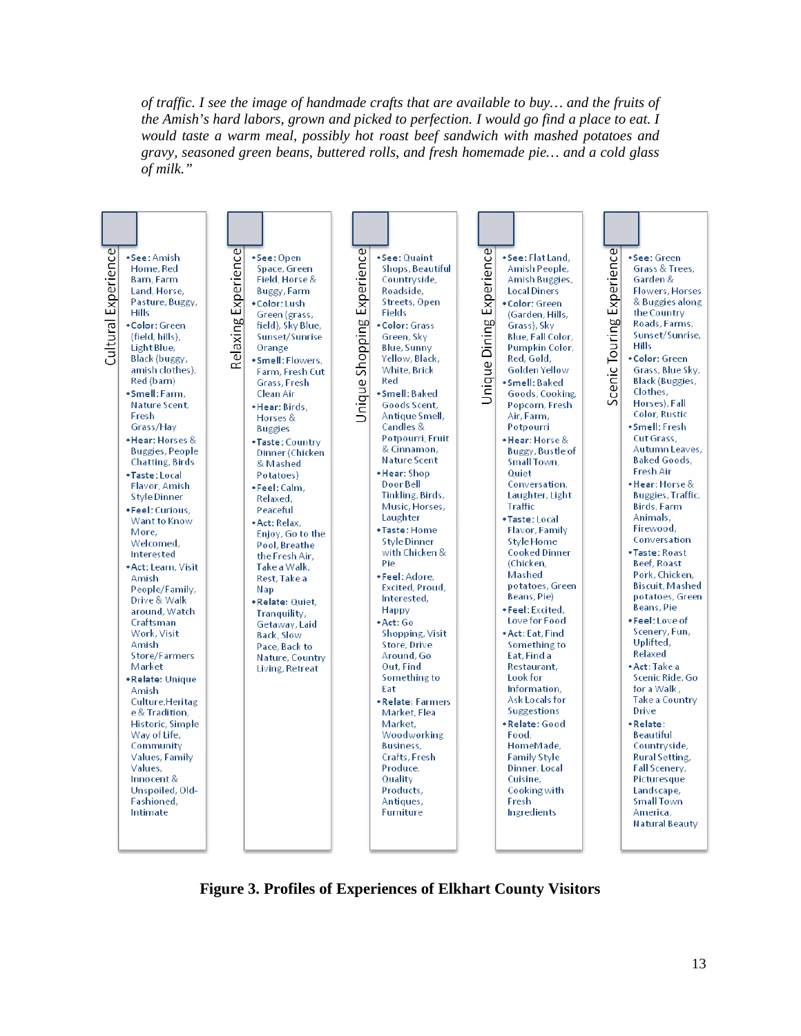*of traffic. I see the image of handmade crafts that are available to buy… and the fruits of the Amish's hard labors, grown and picked to perfection. I would go find a place to eat. I would taste a warm meal, possibly hot roast beef sandwich with mashed potatoes and gravy, seasoned green beans, buttered rolls, and fresh homemade pie… and a cold glass of milk."*

**Cultural Experience**

- **See:** Amish Home, Red Barn, Farm Land, Horse, Pasture, Buggy, Hills
- **Color:** Green (field, hills), Light Blue, Black (buggy, amish clothes), Red (barn)
- **Smell:** Farm, Nature Scent, Fresh Grass/Hay
- **Hear:** Horses & Buggies, People Chatting, Birds
- **Taste:** Local Flavor, Amish Style Dinner
- **Feel:** Curious, Want to Know More, Welcomed, Interested
- **Act:** Learn, Visit Amish People/Family, Drive & Walk around, Watch Craftsman Work, Visit Amish Store/Farmers Market
- **Relate:** Unique Amish Culture,Heritage & Tradition, Historic, Simple Way of Life, Community Values, Family Values, Innocent & Unspoiled, Old-Fashioned, Intimate

**Relaxing Experience**

- **See:** Open Space, Green Field, Horse & Buggy, Farm
- **Color:** Lush Green (grass, field), Sky Blue, Sunset/Sunrise Orange
- **Smell:** Flowers, Farm, Fresh Cut Grass, Fresh Clean Air
- **Hear:** Birds, Horses & Buggies
- **Taste:** Country Dinner (Chicken & Mashed Potatoes)
- **Feel:** Calm, Relaxed, Peaceful
- **Act:** Relax, Enjoy, Go to the Pool, Breathe the Fresh Air, Take a Walk, Rest, Take a Nap
- **Relate:** Quiet, Tranquility, Getaway, Laid Back, Slow Pace, Back to Nature, Country Living, Retreat

**Unique Shopping Experience**

- **See:** Quaint Shops, Beautiful Countryside, Roadside, Streets, Open Fields
- **Color:** Grass Green, Sky Blue, Sunny Yellow, Black, White, Brick Red
- **Smell:** Baked Goods Scent, Antique Smell, Candles & Potpourri, Fruit & Cinnamon, Nature Scent
- **Hear:** Shop Door Bell Tinkling, Birds, Music, Horses, Laughter
- **Taste:** Home Style Dinner with Chicken & Pie
- **Feel:** Adore, Excited, Proud, Interested, Happy
- **Act:** Go Shopping, Visit Store, Drive Around, Go Out, Find Something to Eat
- **Relate:** Farmers Market, Flea Market, Woodworking Business, Crafts, Fresh Produce, Quality Products, Antiques, Furniture

**Unique Dining Experience**

- **See:** Flat Land, Amish People, Amish Buggies, Local Diners
- **Color:** Green (Garden, Hills, Grass), Sky Blue, Fall Color, Pumpkin Color, Red, Gold, Golden Yellow
- **Smell:** Baked Goods, Cooking, Popcorn, Fresh Air, Farm, Potpourri
- **Hear:** Horse & Buggy, Bustle of Small Town, Quiet Conversation, Laughter, Light Traffic
- **Taste:** Local Flavor, Family Style Home Cooked Dinner (Chicken, Mashed potatoes, Green Beans, Pie)
- **Feel:** Excited, Love for Food
- **Act:** Eat, Find Something to Eat, Find a Restaurant, Look for Information, Ask Locals for Suggestions
- **Relate:** Good Food, HomeMade, Family Style Dinner, Local Cuisine, Cooking with Fresh Ingredients

**Scenic Touring Experience**

- **See:** Green Grass & Trees, Garden & Flowers, Horses & Buggies along the Country Roads, Farms, Sunset/Sunrise, Hills
- **Color:** Green Grass, Blue Sky, Black (Buggies, Clothes, Horses), Fall Color, Rustic
- **Smell:** Fresh Cut Grass, Autumn Leaves, Baked Goods, Fresh Air
- **Hear:** Horse & Buggies, Traffic, Birds, Farm Animals, Firewood, Conversation
- **Taste:** Roast Beef, Roast Pork, Chicken, Biscuit, Mashed potatoes, Green Beans, Pie
- **Feel:** Love of Scenery, Fun, Uplifted, Relaxed
- **Act:** Take a Scenic Ride, Go for a Walk, Take a Country Drive
- **Relate:** Beautiful Countryside, Rural Setting, Fall Scenery, Picturesque Landscape, Small Town America, Natural Beauty

**Figure 3. Profiles of Experiences of Elkhart County Visitors**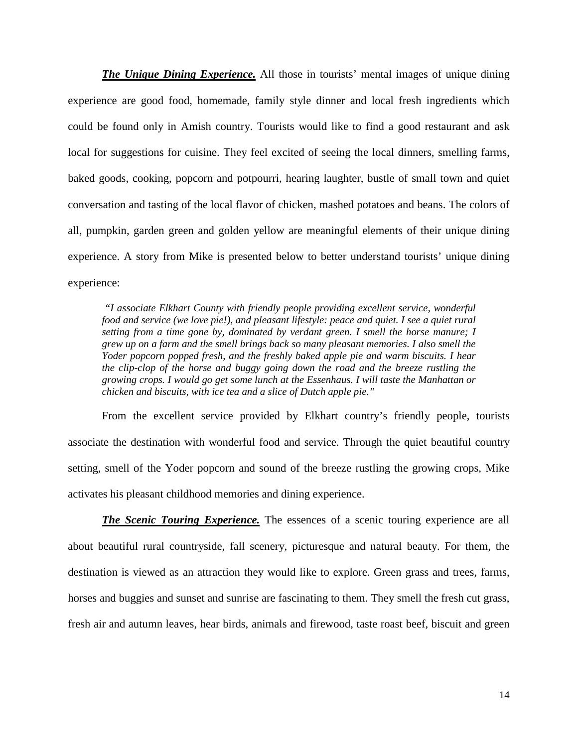***The Unique Dining Experience.*** All those in tourists' mental images of unique dining experience are good food, homemade, family style dinner and local fresh ingredients which could be found only in Amish country. Tourists would like to find a good restaurant and ask local for suggestions for cuisine. They feel excited of seeing the local dinners, smelling farms, baked goods, cooking, popcorn and potpourri, hearing laughter, bustle of small town and quiet conversation and tasting of the local flavor of chicken, mashed potatoes and beans. The colors of all, pumpkin, garden green and golden yellow are meaningful elements of their unique dining experience. A story from Mike is presented below to better understand tourists' unique dining experience:

> *"I associate Elkhart County with friendly people providing excellent service, wonderful food and service (we love pie!), and pleasant lifestyle: peace and quiet. I see a quiet rural setting from a time gone by, dominated by verdant green. I smell the horse manure; I grew up on a farm and the smell brings back so many pleasant memories. I also smell the Yoder popcorn popped fresh, and the freshly baked apple pie and warm biscuits. I hear the clip-clop of the horse and buggy going down the road and the breeze rustling the growing crops. I would go get some lunch at the Essenhaus. I will taste the Manhattan or chicken and biscuits, with ice tea and a slice of Dutch apple pie."*

From the excellent service provided by Elkhart country's friendly people, tourists associate the destination with wonderful food and service. Through the quiet beautiful country setting, smell of the Yoder popcorn and sound of the breeze rustling the growing crops, Mike activates his pleasant childhood memories and dining experience.

***The Scenic Touring Experience.*** The essences of a scenic touring experience are all about beautiful rural countryside, fall scenery, picturesque and natural beauty. For them, the destination is viewed as an attraction they would like to explore. Green grass and trees, farms, horses and buggies and sunset and sunrise are fascinating to them. They smell the fresh cut grass, fresh air and autumn leaves, hear birds, animals and firewood, taste roast beef, biscuit and green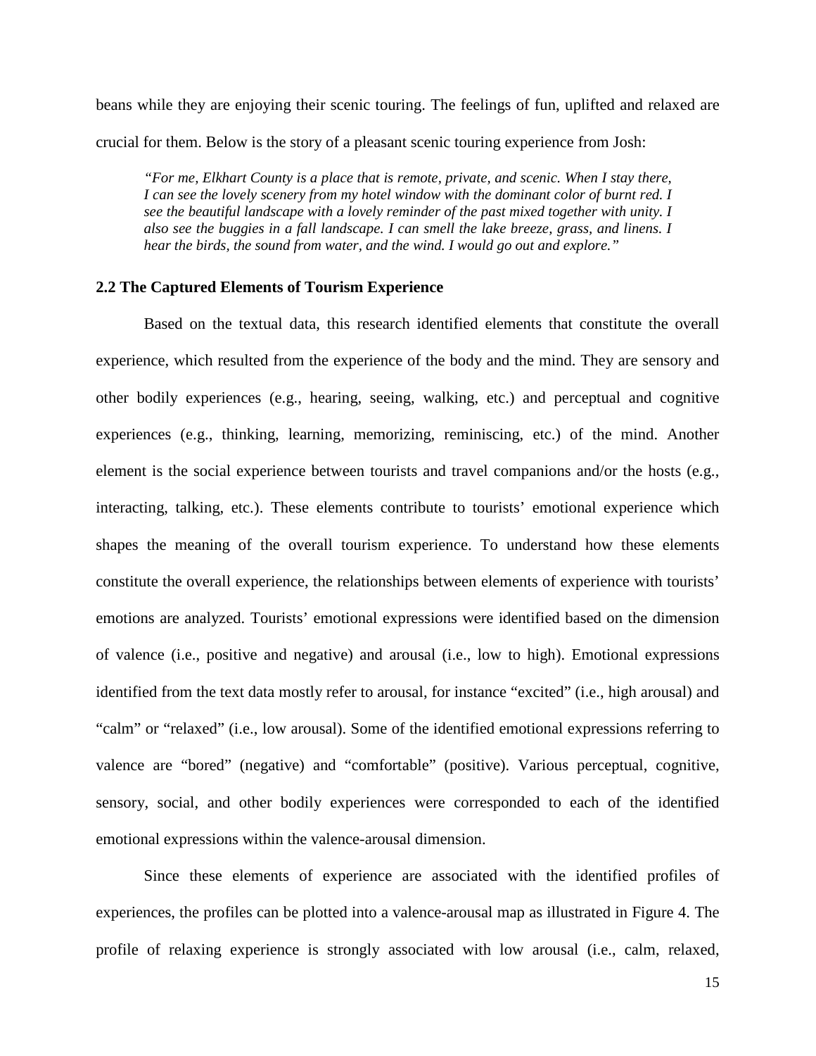beans while they are enjoying their scenic touring. The feelings of fun, uplifted and relaxed are crucial for them. Below is the story of a pleasant scenic touring experience from Josh:

> *"For me, Elkhart County is a place that is remote, private, and scenic. When I stay there, I can see the lovely scenery from my hotel window with the dominant color of burnt red. I see the beautiful landscape with a lovely reminder of the past mixed together with unity. I also see the buggies in a fall landscape. I can smell the lake breeze, grass, and linens. I hear the birds, the sound from water, and the wind. I would go out and explore."*

### 2.2 The Captured Elements of Tourism Experience

Based on the textual data, this research identified elements that constitute the overall experience, which resulted from the experience of the body and the mind. They are sensory and other bodily experiences (e.g., hearing, seeing, walking, etc.) and perceptual and cognitive experiences (e.g., thinking, learning, memorizing, reminiscing, etc.) of the mind. Another element is the social experience between tourists and travel companions and/or the hosts (e.g., interacting, talking, etc.). These elements contribute to tourists' emotional experience which shapes the meaning of the overall tourism experience. To understand how these elements constitute the overall experience, the relationships between elements of experience with tourists' emotions are analyzed. Tourists' emotional expressions were identified based on the dimension of valence (i.e., positive and negative) and arousal (i.e., low to high). Emotional expressions identified from the text data mostly refer to arousal, for instance "excited" (i.e., high arousal) and "calm" or "relaxed" (i.e., low arousal). Some of the identified emotional expressions referring to valence are "bored" (negative) and "comfortable" (positive). Various perceptual, cognitive, sensory, social, and other bodily experiences were corresponded to each of the identified emotional expressions within the valence-arousal dimension.

Since these elements of experience are associated with the identified profiles of experiences, the profiles can be plotted into a valence-arousal map as illustrated in Figure 4. The profile of relaxing experience is strongly associated with low arousal (i.e., calm, relaxed,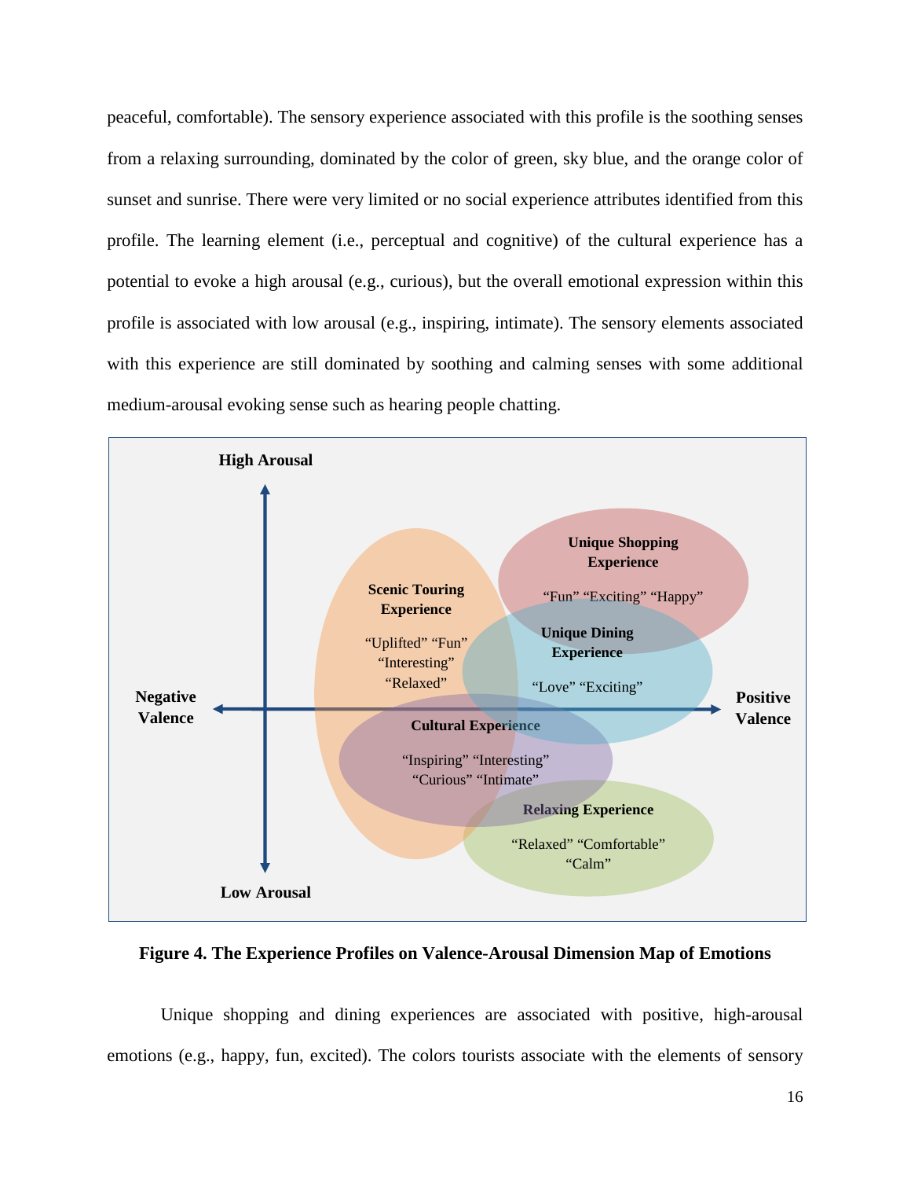peaceful, comfortable). The sensory experience associated with this profile is the soothing senses from a relaxing surrounding, dominated by the color of green, sky blue, and the orange color of sunset and sunrise. There were very limited or no social experience attributes identified from this profile. The learning element (i.e., perceptual and cognitive) of the cultural experience has a potential to evoke a high arousal (e.g., curious), but the overall emotional expression within this profile is associated with low arousal (e.g., inspiring, intimate). The sensory elements associated with this experience are still dominated by soothing and calming senses with some additional medium-arousal evoking sense such as hearing people chatting.

**Figure 4. The Experience Profiles on Valence-Arousal Dimension Map of Emotions**

Unique shopping and dining experiences are associated with positive, high-arousal emotions (e.g., happy, fun, excited). The colors tourists associate with the elements of sensory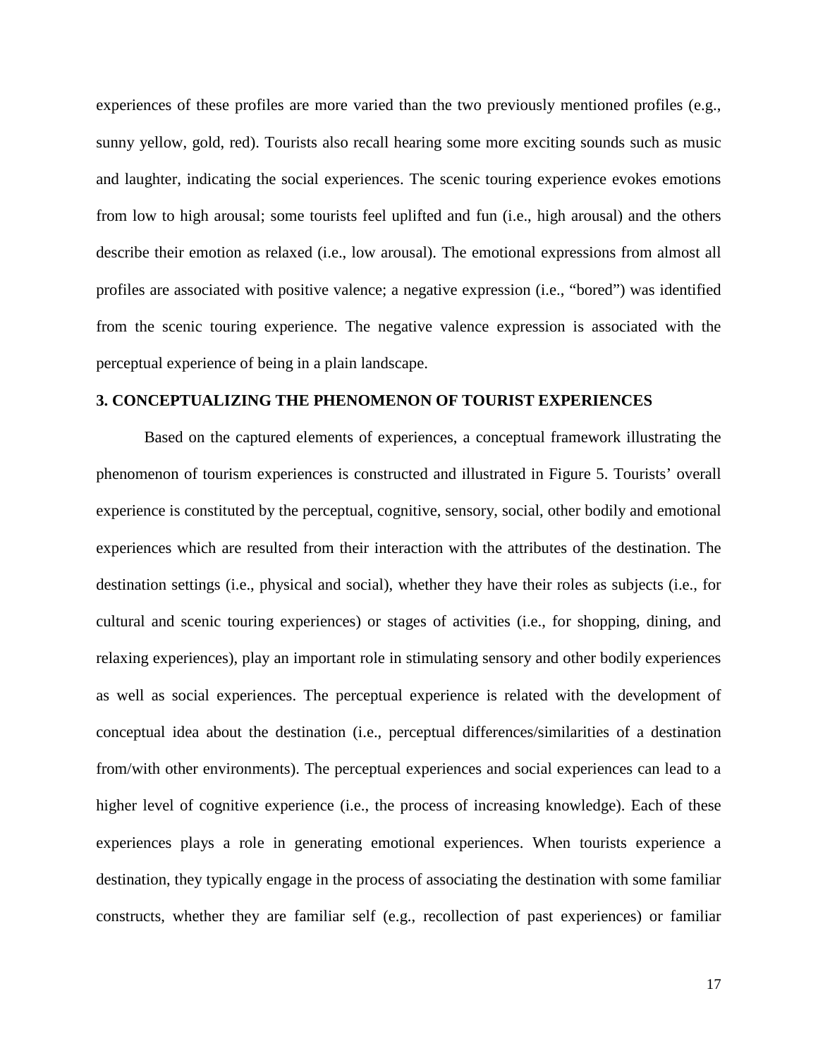experiences of these profiles are more varied than the two previously mentioned profiles (e.g., sunny yellow, gold, red). Tourists also recall hearing some more exciting sounds such as music and laughter, indicating the social experiences. The scenic touring experience evokes emotions from low to high arousal; some tourists feel uplifted and fun (i.e., high arousal) and the others describe their emotion as relaxed (i.e., low arousal). The emotional expressions from almost all profiles are associated with positive valence; a negative expression (i.e., "bored") was identified from the scenic touring experience. The negative valence expression is associated with the perceptual experience of being in a plain landscape.

## 3. CONCEPTUALIZING THE PHENOMENON OF TOURIST EXPERIENCES

Based on the captured elements of experiences, a conceptual framework illustrating the phenomenon of tourism experiences is constructed and illustrated in Figure 5. Tourists' overall experience is constituted by the perceptual, cognitive, sensory, social, other bodily and emotional experiences which are resulted from their interaction with the attributes of the destination. The destination settings (i.e., physical and social), whether they have their roles as subjects (i.e., for cultural and scenic touring experiences) or stages of activities (i.e., for shopping, dining, and relaxing experiences), play an important role in stimulating sensory and other bodily experiences as well as social experiences. The perceptual experience is related with the development of conceptual idea about the destination (i.e., perceptual differences/similarities of a destination from/with other environments). The perceptual experiences and social experiences can lead to a higher level of cognitive experience (i.e., the process of increasing knowledge). Each of these experiences plays a role in generating emotional experiences. When tourists experience a destination, they typically engage in the process of associating the destination with some familiar constructs, whether they are familiar self (e.g., recollection of past experiences) or familiar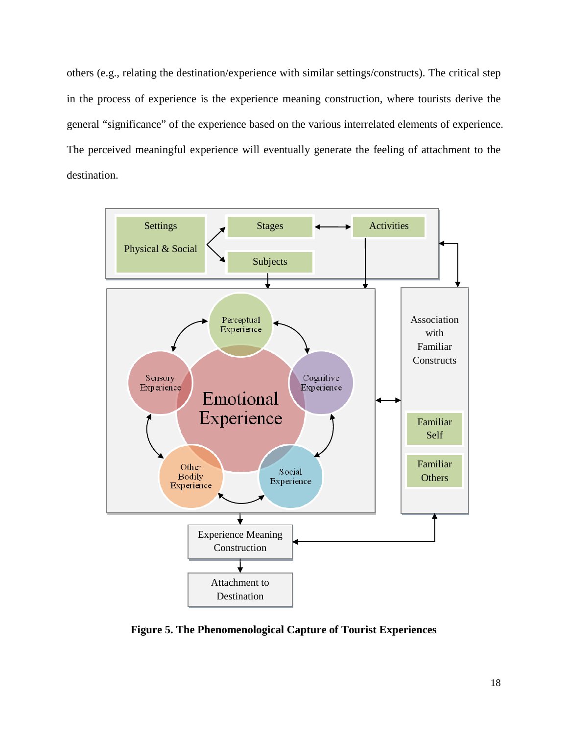others (e.g., relating the destination/experience with similar settings/constructs). The critical step in the process of experience is the experience meaning construction, where tourists derive the general "significance" of the experience based on the various interrelated elements of experience. The perceived meaningful experience will eventually generate the feeling of attachment to the destination.

**Figure 5. The Phenomenological Capture of Tourist Experiences**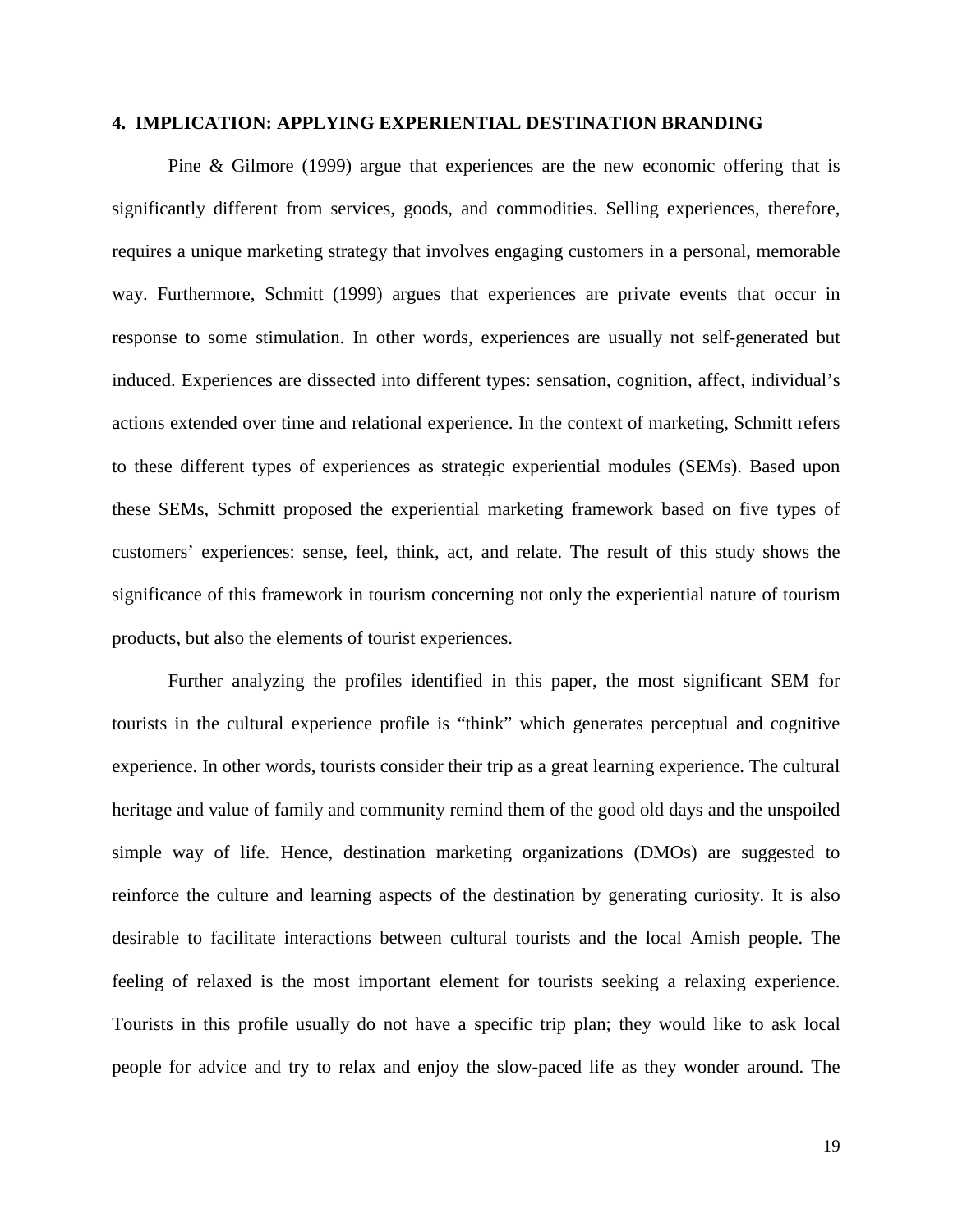## 4. IMPLICATION: APPLYING EXPERIENTIAL DESTINATION BRANDING

Pine & Gilmore (1999) argue that experiences are the new economic offering that is significantly different from services, goods, and commodities. Selling experiences, therefore, requires a unique marketing strategy that involves engaging customers in a personal, memorable way. Furthermore, Schmitt (1999) argues that experiences are private events that occur in response to some stimulation. In other words, experiences are usually not self-generated but induced. Experiences are dissected into different types: sensation, cognition, affect, individual's actions extended over time and relational experience. In the context of marketing, Schmitt refers to these different types of experiences as strategic experiential modules (SEMs). Based upon these SEMs, Schmitt proposed the experiential marketing framework based on five types of customers' experiences: sense, feel, think, act, and relate. The result of this study shows the significance of this framework in tourism concerning not only the experiential nature of tourism products, but also the elements of tourist experiences.

Further analyzing the profiles identified in this paper, the most significant SEM for tourists in the cultural experience profile is "think" which generates perceptual and cognitive experience. In other words, tourists consider their trip as a great learning experience. The cultural heritage and value of family and community remind them of the good old days and the unspoiled simple way of life. Hence, destination marketing organizations (DMOs) are suggested to reinforce the culture and learning aspects of the destination by generating curiosity. It is also desirable to facilitate interactions between cultural tourists and the local Amish people. The feeling of relaxed is the most important element for tourists seeking a relaxing experience. Tourists in this profile usually do not have a specific trip plan; they would like to ask local people for advice and try to relax and enjoy the slow-paced life as they wonder around. The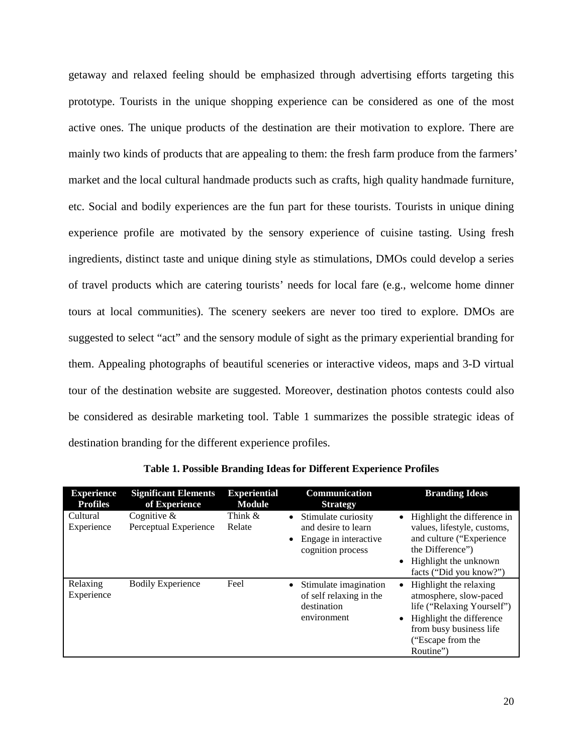getaway and relaxed feeling should be emphasized through advertising efforts targeting this prototype. Tourists in the unique shopping experience can be considered as one of the most active ones. The unique products of the destination are their motivation to explore. There are mainly two kinds of products that are appealing to them: the fresh farm produce from the farmers' market and the local cultural handmade products such as crafts, high quality handmade furniture, etc. Social and bodily experiences are the fun part for these tourists. Tourists in unique dining experience profile are motivated by the sensory experience of cuisine tasting. Using fresh ingredients, distinct taste and unique dining style as stimulations, DMOs could develop a series of travel products which are catering tourists' needs for local fare (e.g., welcome home dinner tours at local communities). The scenery seekers are never too tired to explore. DMOs are suggested to select "act" and the sensory module of sight as the primary experiential branding for them. Appealing photographs of beautiful sceneries or interactive videos, maps and 3-D virtual tour of the destination website are suggested. Moreover, destination photos contests could also be considered as desirable marketing tool. Table 1 summarizes the possible strategic ideas of destination branding for the different experience profiles.

**Table 1. Possible Branding Ideas for Different Experience Profiles**

| Experience Profiles | Significant Elements of Experience | Experiential Module | Communication Strategy | Branding Ideas |
|---|---|---|---|---|
| Cultural Experience | Cognitive & Perceptual Experience | Think & Relate | • Stimulate curiosity and desire to learn<br>• Engage in interactive cognition process | • Highlight the difference in values, lifestyle, customs, and culture ("Experience the Difference")<br>• Highlight the unknown facts ("Did you know?") |
| Relaxing Experience | Bodily Experience | Feel | • Stimulate imagination of self relaxing in the destination environment | • Highlight the relaxing atmosphere, slow-paced life ("Relaxing Yourself")<br>• Highlight the difference from busy business life ("Escape from the Routine") |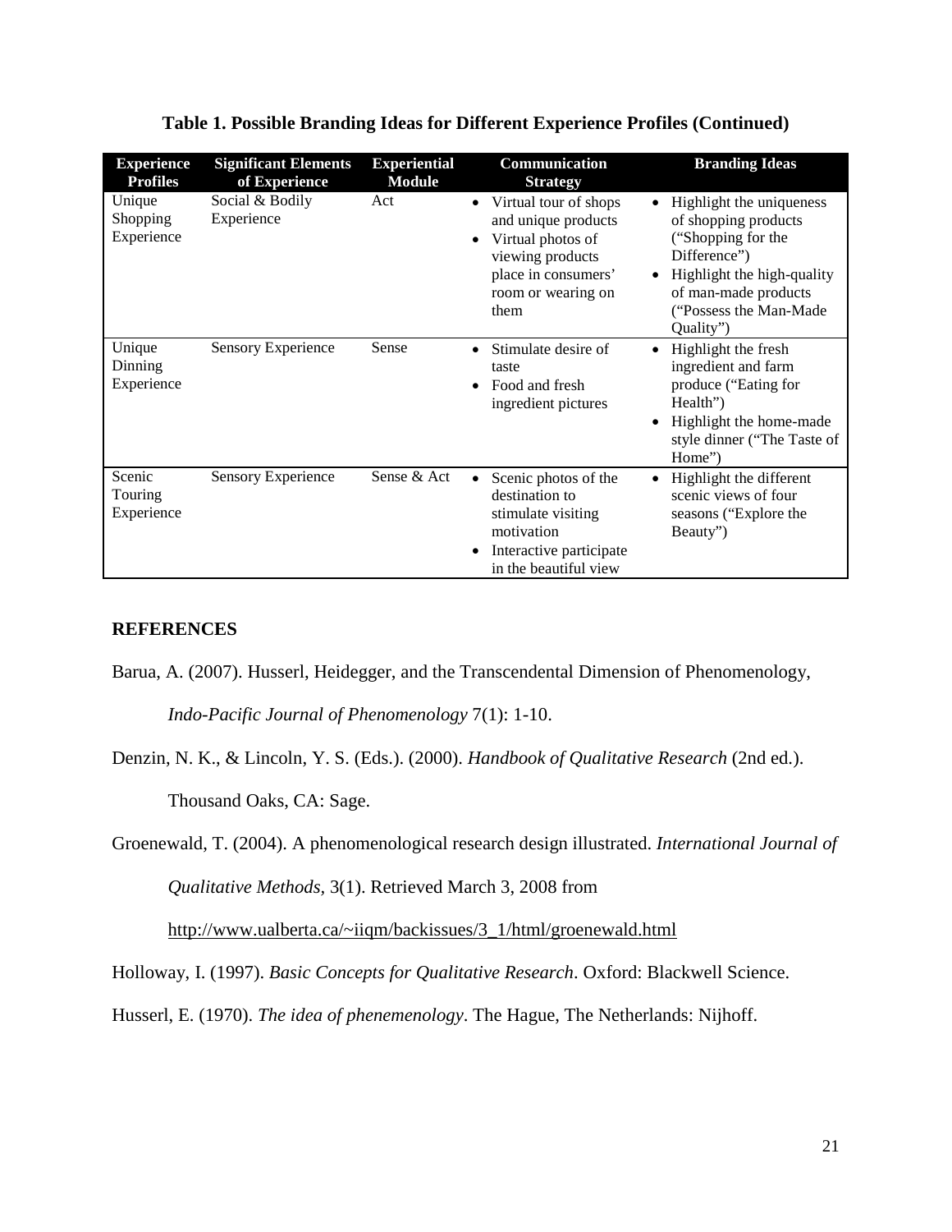**Table 1. Possible Branding Ideas for Different Experience Profiles (Continued)**

| Experience Profiles | Significant Elements of Experience | Experiential Module | Communication Strategy | Branding Ideas |
|---|---|---|---|---|
| Unique Shopping Experience | Social & Bodily Experience | Act | • Virtual tour of shops and unique products<br>• Virtual photos of viewing products place in consumers' room or wearing on them | • Highlight the uniqueness of shopping products ("Shopping for the Difference")<br>• Highlight the high-quality of man-made products ("Possess the Man-Made Quality") |
| Unique Dinning Experience | Sensory Experience | Sense | • Stimulate desire of taste<br>• Food and fresh ingredient pictures | • Highlight the fresh ingredient and farm produce ("Eating for Health")<br>• Highlight the home-made style dinner ("The Taste of Home") |
| Scenic Touring Experience | Sensory Experience | Sense & Act | • Scenic photos of the destination to stimulate visiting motivation<br>• Interactive participate in the beautiful view | • Highlight the different scenic views of four seasons ("Explore the Beauty") |

**REFERENCES**

Barua, A. (2007). Husserl, Heidegger, and the Transcendental Dimension of Phenomenology, *Indo-Pacific Journal of Phenomenology* 7(1): 1-10.

Denzin, N. K., & Lincoln, Y. S. (Eds.). (2000). *Handbook of Qualitative Research* (2nd ed.). Thousand Oaks, CA: Sage.

Groenewald, T. (2004). A phenomenological research design illustrated. *International Journal of Qualitative Methods*, 3(1). Retrieved March 3, 2008 from http://www.ualberta.ca/~iiqm/backissues/3_1/html/groenewald.html

Holloway, I. (1997). *Basic Concepts for Qualitative Research*. Oxford: Blackwell Science.

Husserl, E. (1970). *The idea of phenemenology*. The Hague, The Netherlands: Nijhoff.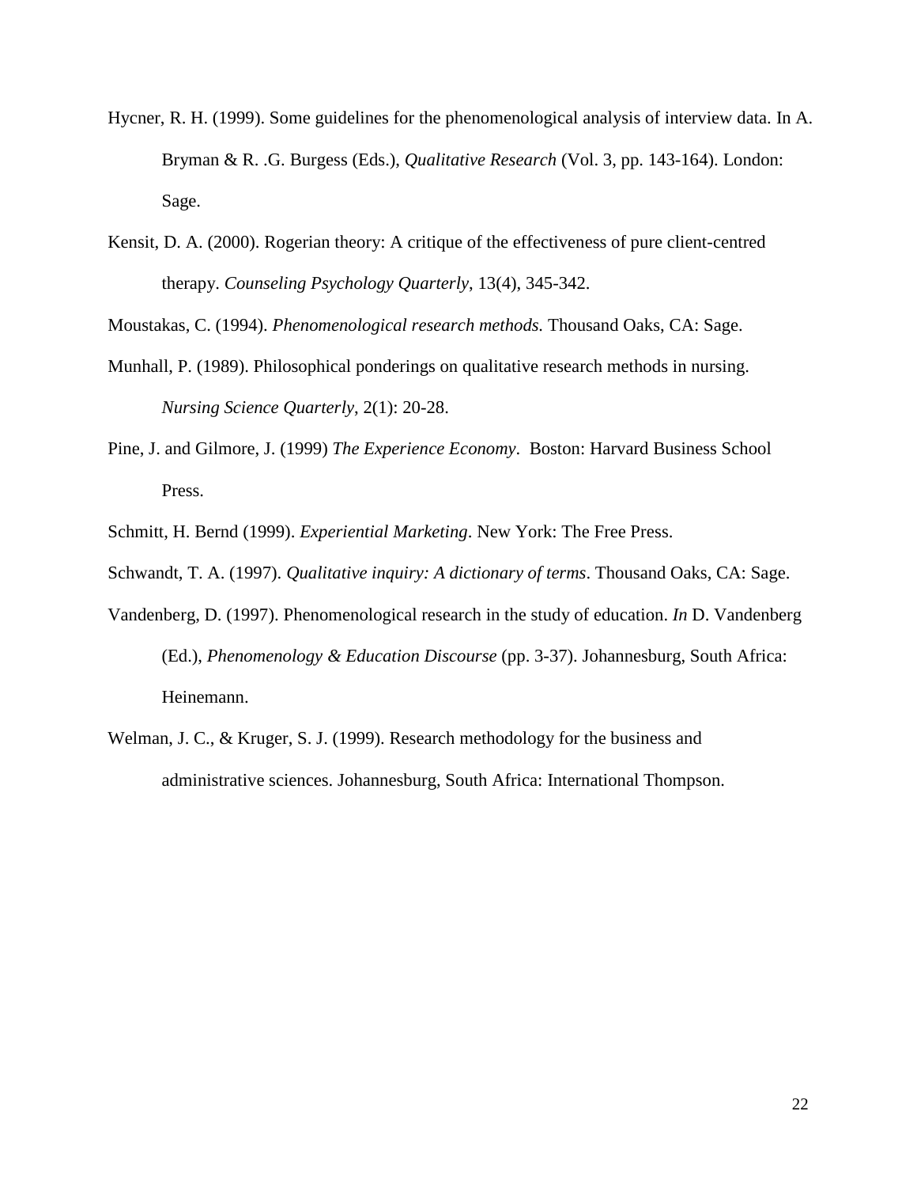Hycner, R. H. (1999). Some guidelines for the phenomenological analysis of interview data. In A. Bryman & R. .G. Burgess (Eds.), *Qualitative Research* (Vol. 3, pp. 143-164). London: Sage.

Kensit, D. A. (2000). Rogerian theory: A critique of the effectiveness of pure client-centred therapy. *Counseling Psychology Quarterly*, 13(4), 345-342.

Moustakas, C. (1994). *Phenomenological research methods.* Thousand Oaks, CA: Sage.

Munhall, P. (1989). Philosophical ponderings on qualitative research methods in nursing. *Nursing Science Quarterly*, 2(1): 20-28.

Pine, J. and Gilmore, J. (1999) *The Experience Economy*. Boston: Harvard Business School Press.

Schmitt, H. Bernd (1999). *Experiential Marketing*. New York: The Free Press.

Schwandt, T. A. (1997). *Qualitative inquiry: A dictionary of terms*. Thousand Oaks, CA: Sage.

Vandenberg, D. (1997). Phenomenological research in the study of education. *In* D. Vandenberg (Ed.), *Phenomenology & Education Discourse* (pp. 3-37). Johannesburg, South Africa: Heinemann.

Welman, J. C., & Kruger, S. J. (1999). Research methodology for the business and administrative sciences. Johannesburg, South Africa: International Thompson.